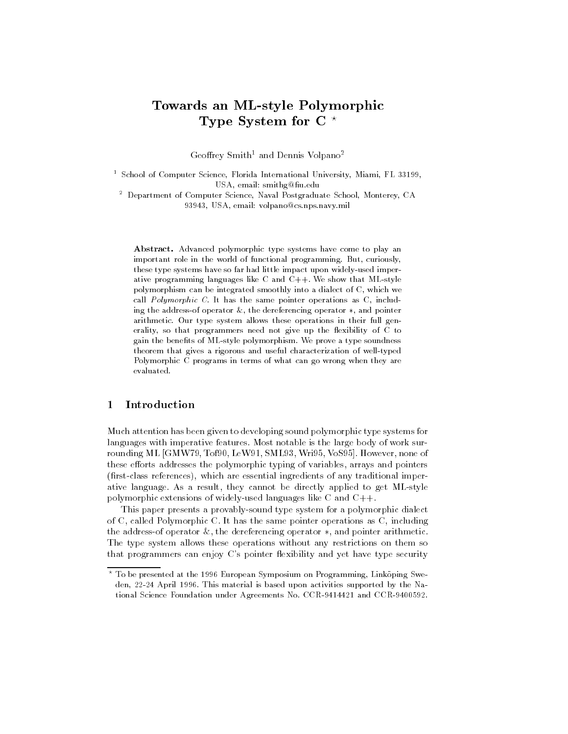# Towards an ML-style Polymorphic Type System for C *

Geoffrey Smith[1] and Dennis Volpano[2]

[1] School of Computer Science, Florida International University, Miami, FL 33199, USA, email: smithg@fiu.edu

[2] Department of Computer Science, Naval Postgraduate School, Monterey, CA 93943, USA, email: volpano@cs.nps.navy.mil

**Abstract.** Advanced polymorphic type systems have come to play an important role in the world of functional programming. But, curiously, these type systems have so far had little impact upon widely-used imperative programming languages like C and C++. We show that ML-style polymorphism can be integrated smoothly into a dialect of C, which we call *Polymorphic C*. It has the same pointer operations as C, including the address-of operator &, the dereferencing operator $*$, and pointer arithmetic. Our type system allows these operations in their full generality, so that programmers need not give up the flexibility of C to gain the benefits of ML-style polymorphism. We prove a type soundness theorem that gives a rigorous and useful characterization of well-typed Polymorphic C programs in terms of what can go wrong when they are evaluated.

## 1 Introduction

Much attention has been given to developing sound polymorphic type systems for languages with imperative features. Most notable is the large body of work surrounding ML [GMW79, Tof90, LeW91, SML93, Wri95, VoS95]. However, none of these efforts addresses the polymorphic typing of variables, arrays and pointers (first-class references), which are essential ingredients of any traditional imperative language. As a result, they cannot be directly applied to get ML-style polymorphic extensions of widely-used languages like C and C++.

This paper presents a provably-sound type system for a polymorphic dialect of C, called Polymorphic C. It has the same pointer operations as C, including the address-of operator &, the dereferencing operator $*$, and pointer arithmetic. The type system allows these operations without any restrictions on them so that programmers can enjoy C's pointer flexibility and yet have type security

* To be presented at the 1996 European Symposium on Programming, Linköping Sweden, 22-24 April 1996. This material is based upon activities supported by the National Science Foundation under Agreements No. CCR-9414421 and CCR-9400592.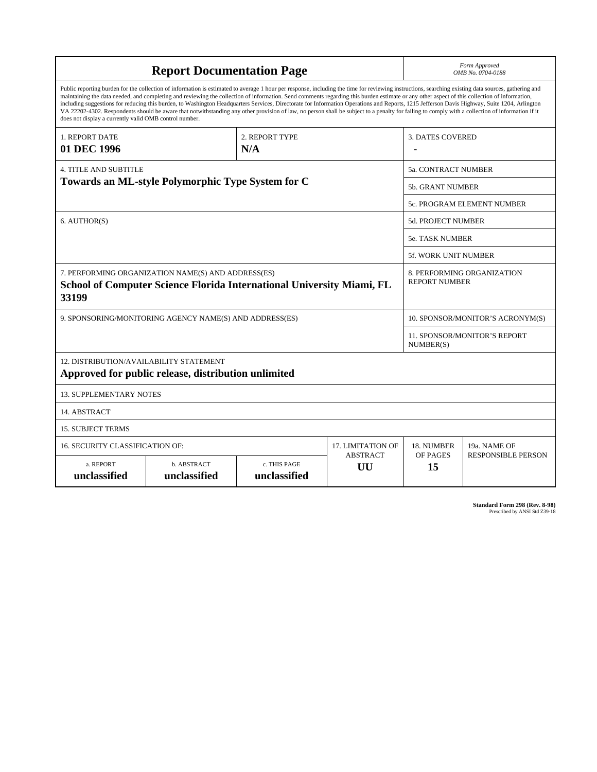# Report Documentation Page

*Form Approved*
*OMB No. 0704-0188*

Public reporting burden for the collection of information is estimated to average 1 hour per response, including the time for reviewing instructions, searching existing data sources, gathering and maintaining the data needed, and completing and reviewing the collection of information. Send comments regarding this burden estimate or any other aspect of this collection of information, including suggestions for reducing this burden, to Washington Headquarters Services, Directorate for Information Operations and Reports, 1215 Jefferson Davis Highway, Suite 1204, Arlington VA 22202-4302. Respondents should be aware that notwithstanding any other provision of law, no person shall be subject to a penalty for failing to comply with a collection of information if it does not display a currently valid OMB control number.

| 1. REPORT DATE | 2. REPORT TYPE | 3. DATES COVERED |
|---|---|---|
| **01 DEC 1996** | **N/A** | **-** |

| 4. TITLE AND SUBTITLE | |
|---|---|
| **Towards an ML-style Polymorphic Type System for C** | 5a. CONTRACT NUMBER |
| | 5b. GRANT NUMBER |
| | 5c. PROGRAM ELEMENT NUMBER |
| 6. AUTHOR(S) | 5d. PROJECT NUMBER |
| | 5e. TASK NUMBER |
| | 5f. WORK UNIT NUMBER |
| 7. PERFORMING ORGANIZATION NAME(S) AND ADDRESS(ES) **School of Computer Science Florida International University Miami, FL 33199** | 8. PERFORMING ORGANIZATION REPORT NUMBER |
| 9. SPONSORING/MONITORING AGENCY NAME(S) AND ADDRESS(ES) | 10. SPONSOR/MONITOR'S ACRONYM(S) |
| | 11. SPONSOR/MONITOR'S REPORT NUMBER(S) |

12. DISTRIBUTION/AVAILABILITY STATEMENT
**Approved for public release, distribution unlimited**

13. SUPPLEMENTARY NOTES

14. ABSTRACT

15. SUBJECT TERMS

| 16. SECURITY CLASSIFICATION OF: | | | 17. LIMITATION OF ABSTRACT | 18. NUMBER OF PAGES | 19a. NAME OF RESPONSIBLE PERSON |
|---|---|---|---|---|---|
| a. REPORT **unclassified** | b. ABSTRACT **unclassified** | c. THIS PAGE **unclassified** | **UU** | **15** | |

**Standard Form 298 (Rev. 8-98)**
Prescribed by ANSI Std Z39-18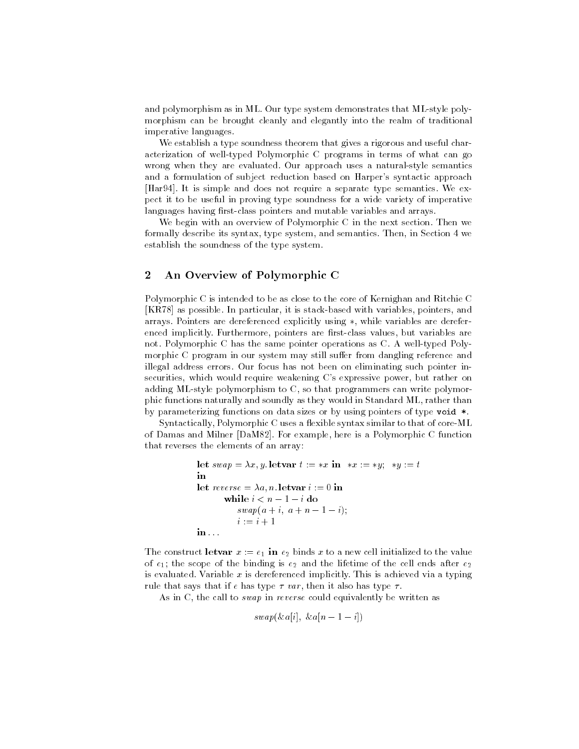and polymorphism as in ML. Our type system demonstrates that ML-style polymorphism can be brought cleanly and elegantly into the realm of traditional imperative languages.

We establish a type soundness theorem that gives a rigorous and useful characterization of well-typed Polymorphic C programs in terms of what can go wrong when they are evaluated. Our approach uses a natural-style semantics and a formulation of subject reduction based on Harper's syntactic approach [Har94]. It is simple and does not require a separate type semantics. We expect it to be useful in proving type soundness for a wide variety of imperative languages having first-class pointers and mutable variables and arrays.

We begin with an overview of Polymorphic C in the next section. Then we formally describe its syntax, type system, and semantics. Then, in Section 4 we establish the soundness of the type system.

## 2 An Overview of Polymorphic C

Polymorphic C is intended to be as close to the core of Kernighan and Ritchie C [KR78] as possible. In particular, it is stack-based with variables, pointers, and arrays. Pointers are dereferenced explicitly using $*$, while variables are dereferenced implicitly. Furthermore, pointers are first-class values, but variables are not. Polymorphic C has the same pointer operations as C. A well-typed Polymorphic C program in our system may still suffer from dangling reference and illegal address errors. Our focus has not been on eliminating such pointer insecurities, which would require weakening C's expressive power, but rather on adding ML-style polymorphism to C, so that programmers can write polymorphic functions naturally and soundly as they would in Standard ML, rather than by parameterizing functions on data sizes or by using pointers of type `void *`.

Syntactically, Polymorphic C uses a flexible syntax similar to that of core-ML of Damas and Milner [DaM82]. For example, here is a Polymorphic C function that reverses the elements of an array:

$$
\begin{array}{l}
\textbf{let } \mathit{swap} = \lambda x, y.\, \textbf{letvar } t := *x \textbf{ in } \; *x := *y; \;\; *y := t \\
\textbf{in} \\
\textbf{let } \mathit{reverse} = \lambda a, n.\, \textbf{letvar } i := 0 \textbf{ in} \\
\qquad \textbf{while } i < n - 1 - i \textbf{ do} \\
\qquad\qquad \mathit{swap}(a + i,\; a + n - 1 - i); \\
\qquad\qquad i := i + 1 \\
\textbf{in} \ldots
\end{array}
$$

The construct **letvar** $x := e_1$ **in** $e_2$ binds $x$ to a new cell initialized to the value of $e_1$; the scope of the binding is $e_2$ and the lifetime of the cell ends after $e_2$ is evaluated. Variable $x$ is dereferenced implicitly. This is achieved via a typing rule that says that if $e$ has type $\tau\ var$, then it also has type $\tau$.

As in C, the call to *swap* in *reverse* could equivalently be written as

$$\mathit{swap}(\&a[i],\; \&a[n-1-i])$$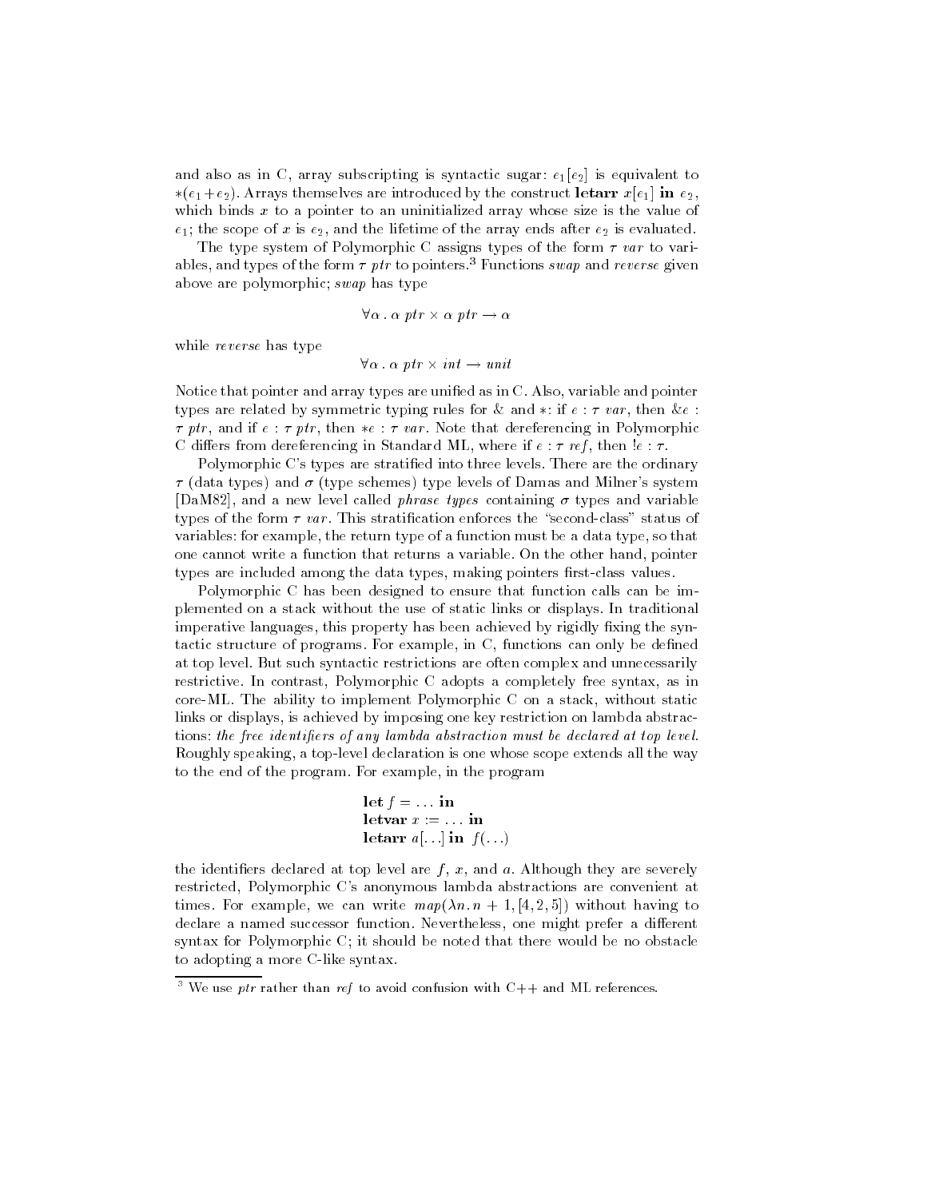and also as in C, array subscripting is syntactic sugar: $e_1[e_2]$ is equivalent to $*(e_1 + e_2)$. Arrays themselves are introduced by the construct **letarr** $x[e_1]$ **in** $e_2$, which binds $x$ to a pointer to an uninitialized array whose size is the value of $e_1$; the scope of $x$ is $e_2$, and the lifetime of the array ends after $e_2$ is evaluated.

The type system of Polymorphic C assigns types of the form $\tau\ var$ to variables, and types of the form $\tau\ ptr$ to pointers.[3] Functions *swap* and *reverse* given above are polymorphic; *swap* has type

$$\forall \alpha \,.\, \alpha\ ptr \times \alpha\ ptr \rightarrow \alpha$$

while *reverse* has type

$$\forall \alpha \,.\, \alpha\ ptr \times int \rightarrow unit$$

Notice that pointer and array types are unified as in C. Also, variable and pointer types are related by symmetric typing rules for & and $*$: if $e : \tau\ var$, then $\&e : \tau\ ptr$, and if $e : \tau\ ptr$, then $*e : \tau\ var$. Note that dereferencing in Polymorphic C differs from dereferencing in Standard ML, where if $e : \tau\ ref$, then $!e : \tau$.

Polymorphic C's types are stratified into three levels. There are the ordinary $\tau$ (data types) and $\sigma$ (type schemes) type levels of Damas and Milner's system [DaM82], and a new level called *phrase types* containing $\sigma$ types and variable types of the form $\tau\ var$. This stratification enforces the "second-class" status of variables: for example, the return type of a function must be a data type, so that one cannot write a function that returns a variable. On the other hand, pointer types are included among the data types, making pointers first-class values.

Polymorphic C has been designed to ensure that function calls can be implemented on a stack without the use of static links or displays. In traditional imperative languages, this property has been achieved by rigidly fixing the syntactic structure of programs. For example, in C, functions can only be defined at top level. But such syntactic restrictions are often complex and unnecessarily restrictive. In contrast, Polymorphic C adopts a completely free syntax, as in core-ML. The ability to implement Polymorphic C on a stack, without static links or displays, is achieved by imposing one key restriction on lambda abstractions: *the free identifiers of any lambda abstraction must be declared at top level.* Roughly speaking, a top-level declaration is one whose scope extends all the way to the end of the program. For example, in the program

$$\begin{array}{l}
\textbf{let } f = \ldots \textbf{ in} \\
\textbf{letvar } x := \ldots \textbf{ in} \\
\textbf{letarr } a[\ldots] \textbf{ in } f(\ldots)
\end{array}$$

the identifiers declared at top level are $f$, $x$, and $a$. Although they are severely restricted, Polymorphic C's anonymous lambda abstractions are convenient at times. For example, we can write $map(\lambda n \,.\, n + 1, [4, 2, 5])$ without having to declare a named successor function. Nevertheless, one might prefer a different syntax for Polymorphic C; it should be noted that there would be no obstacle to adopting a more C-like syntax.

[3] We use *ptr* rather than *ref* to avoid confusion with C++ and ML references.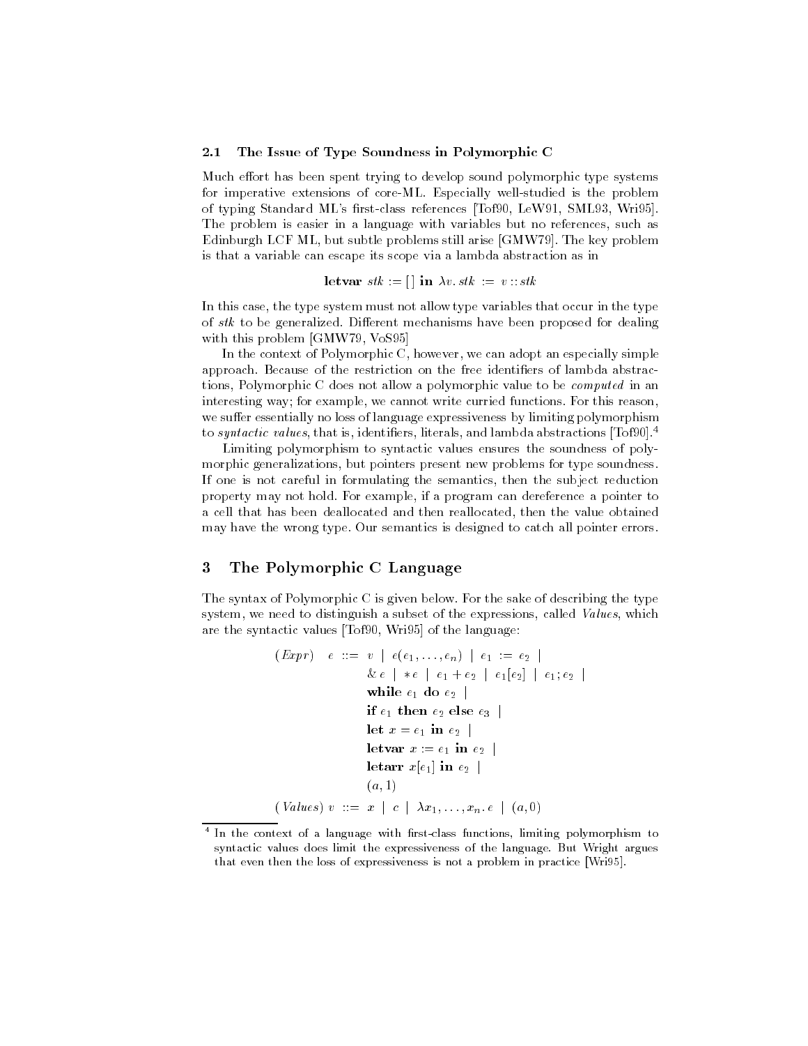### 2.1 The Issue of Type Soundness in Polymorphic C

Much effort has been spent trying to develop sound polymorphic type systems for imperative extensions of core-ML. Especially well-studied is the problem of typing Standard ML's first-class references [Tof90, LeW91, SML93, Wri95]. The problem is easier in a language with variables but no references, such as Edinburgh LCF ML, but subtle problems still arise [GMW79]. The key problem is that a variable can escape its scope via a lambda abstraction as in

$$\textbf{letvar}\ stk := [\,]\ \textbf{in}\ \lambda v.\, stk\ :=\ v :: stk$$

In this case, the type system must not allow type variables that occur in the type of *stk* to be generalized. Different mechanisms have been proposed for dealing with this problem [GMW79, VoS95]

In the context of Polymorphic C, however, we can adopt an especially simple approach. Because of the restriction on the free identifiers of lambda abstractions, Polymorphic C does not allow a polymorphic value to be *computed* in an interesting way; for example, we cannot write curried functions. For this reason, we suffer essentially no loss of language expressiveness by limiting polymorphism to *syntactic values*, that is, identifiers, literals, and lambda abstractions [Tof90].[4]

Limiting polymorphism to syntactic values ensures the soundness of polymorphic generalizations, but pointers present new problems for type soundness. If one is not careful in formulating the semantics, then the subject reduction property may not hold. For example, if a program can dereference a pointer to a cell that has been deallocated and then reallocated, then the value obtained may have the wrong type. Our semantics is designed to catch all pointer errors.

## 3 The Polymorphic C Language

The syntax of Polymorphic C is given below. For the sake of describing the type system, we need to distinguish a subset of the expressions, called *Values*, which are the syntactic values [Tof90, Wri95] of the language:

$$
\begin{array}{llll}
(Expr) & e & ::= & v \mid e(e_1, \ldots, e_n) \mid e_1 := e_2 \mid \\
 & & & \&\, e \mid *e \mid e_1 + e_2 \mid e_1[e_2] \mid e_1 ; e_2 \mid \\
 & & & \textbf{while}\ e_1\ \textbf{do}\ e_2 \mid \\
 & & & \textbf{if}\ e_1\ \textbf{then}\ e_2\ \textbf{else}\ e_3 \mid \\
 & & & \textbf{let}\ x = e_1\ \textbf{in}\ e_2 \mid \\
 & & & \textbf{letvar}\ x := e_1\ \textbf{in}\ e_2 \mid \\
 & & & \textbf{letarr}\ x[e_1]\ \textbf{in}\ e_2 \mid \\
 & & & (a, 1) \\
(Values) & v & ::= & x \mid c \mid \lambda x_1, \ldots, x_n .\, e \mid (a, 0)
\end{array}
$$

[4] In the context of a language with first-class functions, limiting polymorphism to syntactic values does limit the expressiveness of the language. But Wright argues that even then the loss of expressiveness is not a problem in practice [Wri95].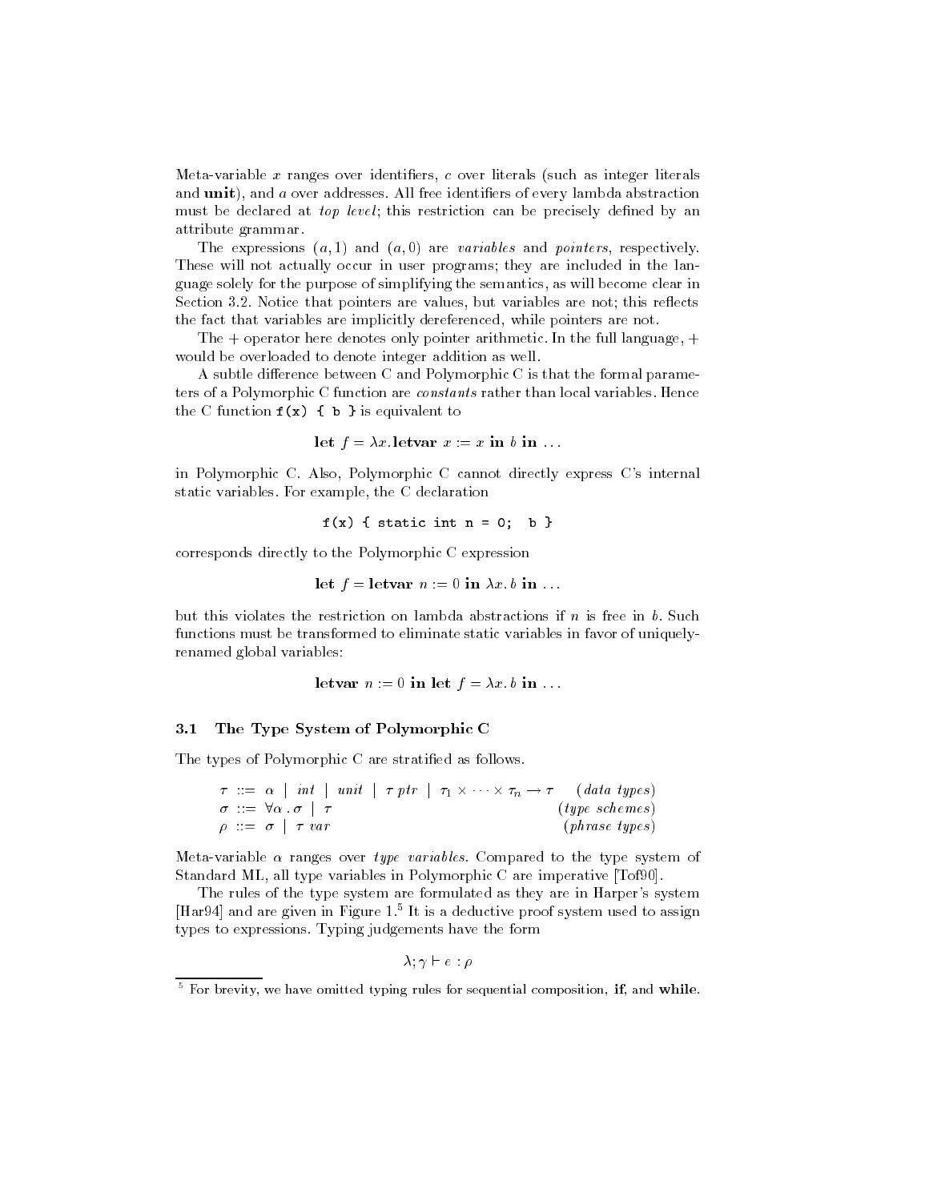Meta-variable $x$ ranges over identifiers, $c$ over literals (such as integer literals and **unit**), and $a$ over addresses. All free identifiers of every lambda abstraction must be declared at *top level*; this restriction can be precisely defined by an attribute grammar.

The expressions $(a, 1)$ and $(a, 0)$ are *variables* and *pointers*, respectively. These will not actually occur in user programs; they are included in the language solely for the purpose of simplifying the semantics, as will become clear in Section 3.2. Notice that pointers are values, but variables are not; this reflects the fact that variables are implicitly dereferenced, while pointers are not.

The $+$ operator here denotes only pointer arithmetic. In the full language, $+$ would be overloaded to denote integer addition as well.

A subtle difference between C and Polymorphic C is that the formal parameters of a Polymorphic C function are *constants* rather than local variables. Hence the C function `f(x) { b }` is equivalent to

$$\textbf{let } f = \lambda x.\textbf{letvar } x := x \textbf{ in } b \textbf{ in } \ldots$$

in Polymorphic C. Also, Polymorphic C cannot directly express C's internal static variables. For example, the C declaration

```
f(x) { static int n = 0;  b }
```

corresponds directly to the Polymorphic C expression

$$\textbf{let } f = \textbf{letvar } n := 0 \textbf{ in } \lambda x.\, b \textbf{ in } \ldots$$

but this violates the restriction on lambda abstractions if $n$ is free in $b$. Such functions must be transformed to eliminate static variables in favor of uniquely-renamed global variables:

$$\textbf{letvar } n := 0 \textbf{ in let } f = \lambda x.\, b \textbf{ in } \ldots$$

### 3.1 The Type System of Polymorphic C

The types of Polymorphic C are stratified as follows.

$$
\begin{array}{lll}
\tau ::= \alpha \mid int \mid unit \mid \tau\ ptr \mid \tau_1 \times \cdots \times \tau_n \rightarrow \tau & & (data\ types) \\
\sigma ::= \forall \alpha\, .\, \sigma \mid \tau & & (type\ schemes) \\
\rho ::= \sigma \mid \tau\ var & & (phrase\ types)
\end{array}
$$

Meta-variable $\alpha$ ranges over *type variables*. Compared to the type system of Standard ML, all type variables in Polymorphic C are imperative [Tof90].

The rules of the type system are formulated as they are in Harper's system [Har94] and are given in Figure 1.[5] It is a deductive proof system used to assign types to expressions. Typing judgements have the form

$$\lambda; \gamma \vdash e : \rho$$

[5] For brevity, we have omitted typing rules for sequential composition, **if**, and **while**.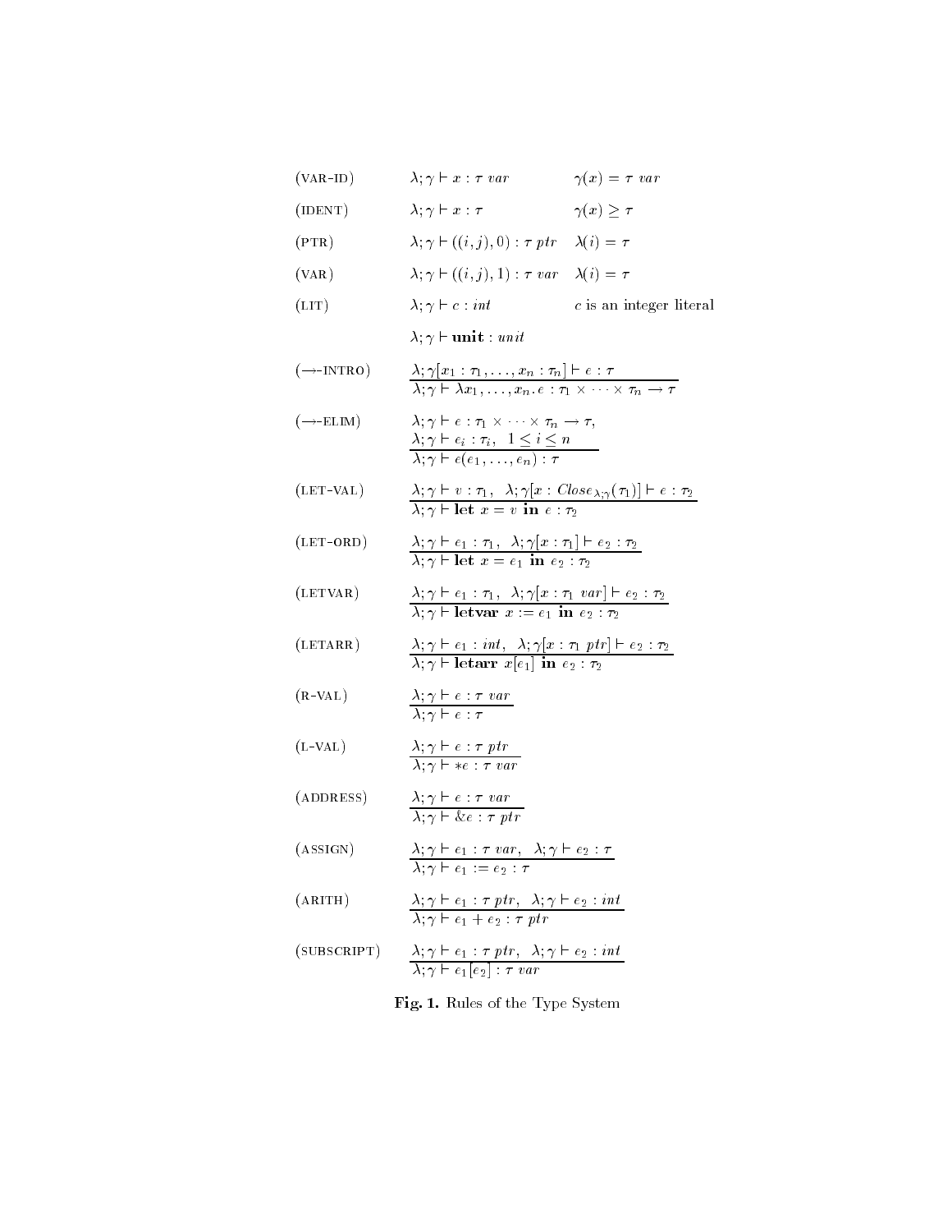(VAR-ID) $\quad \lambda;\gamma \vdash x : \tau\ var \qquad \gamma(x) = \tau\ var$

(IDENT) $\quad \lambda;\gamma \vdash x : \tau \qquad \gamma(x) \geq \tau$

(PTR) $\quad \lambda;\gamma \vdash ((i,j),0) : \tau\ ptr \qquad \lambda(i) = \tau$

(VAR) $\quad \lambda;\gamma \vdash ((i,j),1) : \tau\ var \qquad \lambda(i) = \tau$

(LIT) $\quad \lambda;\gamma \vdash c : int \qquad c$ is an integer literal

$\quad \lambda;\gamma \vdash \mathbf{unit} : unit$

($\to$-INTRO)
$$\frac{\lambda;\gamma[x_1 : \tau_1, \ldots, x_n : \tau_n] \vdash e : \tau}{\lambda;\gamma \vdash \lambda x_1, \ldots, x_n . e : \tau_1 \times \cdots \times \tau_n \to \tau}$$

($\to$-ELIM)
$$\frac{\lambda;\gamma \vdash e : \tau_1 \times \cdots \times \tau_n \to \tau, \quad \lambda;\gamma \vdash e_i : \tau_i, \ \ 1 \leq i \leq n}{\lambda;\gamma \vdash e(e_1, \ldots, e_n) : \tau}$$

(LET-VAL)
$$\frac{\lambda;\gamma \vdash v : \tau_1, \ \ \lambda;\gamma[x : Close_{\lambda;\gamma}(\tau_1)] \vdash e : \tau_2}{\lambda;\gamma \vdash \mathbf{let}\ x = v\ \mathbf{in}\ e : \tau_2}$$

(LET-ORD)
$$\frac{\lambda;\gamma \vdash e_1 : \tau_1, \ \ \lambda;\gamma[x : \tau_1] \vdash e_2 : \tau_2}{\lambda;\gamma \vdash \mathbf{let}\ x = e_1\ \mathbf{in}\ e_2 : \tau_2}$$

(LETVAR)
$$\frac{\lambda;\gamma \vdash e_1 : \tau_1, \ \ \lambda;\gamma[x : \tau_1\ var] \vdash e_2 : \tau_2}{\lambda;\gamma \vdash \mathbf{letvar}\ x := e_1\ \mathbf{in}\ e_2 : \tau_2}$$

(LETARR)
$$\frac{\lambda;\gamma \vdash e_1 : int, \ \ \lambda;\gamma[x : \tau_1\ ptr] \vdash e_2 : \tau_2}{\lambda;\gamma \vdash \mathbf{letarr}\ x[e_1]\ \mathbf{in}\ e_2 : \tau_2}$$

(R-VAL)
$$\frac{\lambda;\gamma \vdash e : \tau\ var}{\lambda;\gamma \vdash e : \tau}$$

(L-VAL)
$$\frac{\lambda;\gamma \vdash e : \tau\ ptr}{\lambda;\gamma \vdash *e : \tau\ var}$$

(ADDRESS)
$$\frac{\lambda;\gamma \vdash e : \tau\ var}{\lambda;\gamma \vdash \&e : \tau\ ptr}$$

(ASSIGN)
$$\frac{\lambda;\gamma \vdash e_1 : \tau\ var, \ \ \lambda;\gamma \vdash e_2 : \tau}{\lambda;\gamma \vdash e_1 := e_2 : \tau}$$

(ARITH)
$$\frac{\lambda;\gamma \vdash e_1 : \tau\ ptr, \ \ \lambda;\gamma \vdash e_2 : int}{\lambda;\gamma \vdash e_1 + e_2 : \tau\ ptr}$$

(SUBSCRIPT)
$$\frac{\lambda;\gamma \vdash e_1 : \tau\ ptr, \ \ \lambda;\gamma \vdash e_2 : int}{\lambda;\gamma \vdash e_1[e_2] : \tau\ var}$$

**Fig. 1.** Rules of the Type System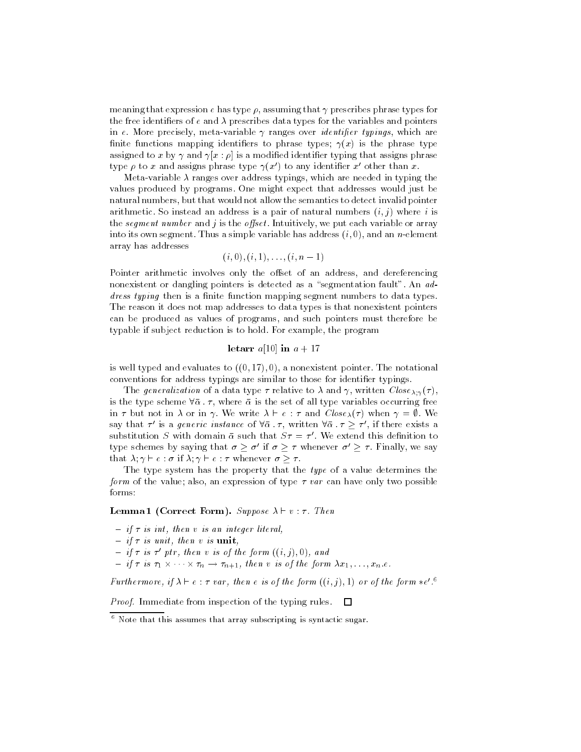meaning that expression $e$ has type $\rho$, assuming that $\gamma$ prescribes phrase types for the free identifiers of $e$ and $\lambda$ prescribes data types for the variables and pointers in $e$. More precisely, meta-variable $\gamma$ ranges over *identifier typings*, which are finite functions mapping identifiers to phrase types; $\gamma(x)$ is the phrase type assigned to $x$ by $\gamma$ and $\gamma[x : \rho]$ is a modified identifier typing that assigns phrase type $\rho$ to $x$ and assigns phrase type $\gamma(x')$ to any identifier $x'$ other than $x$.

Meta-variable $\lambda$ ranges over address typings, which are needed in typing the values produced by programs. One might expect that addresses would just be natural numbers, but that would not allow the semantics to detect invalid pointer arithmetic. So instead an address is a pair of natural numbers $(i, j)$ where $i$ is the *segment number* and $j$ is the *offset*. Intuitively, we put each variable or array into its own segment. Thus a simple variable has address $(i, 0)$, and an $n$-element array has addresses

$$(i, 0), (i, 1), \ldots, (i, n-1)$$

Pointer arithmetic involves only the offset of an address, and dereferencing nonexistent or dangling pointers is detected as a "segmentation fault". An *address typing* then is a finite function mapping segment numbers to data types. The reason it does not map addresses to data types is that nonexistent pointers can be produced as values of programs, and such pointers must therefore be typable if subject reduction is to hold. For example, the program

$$\textbf{letarr } a[10] \textbf{ in } a + 17$$

is well typed and evaluates to $((0, 17), 0)$, a nonexistent pointer. The notational conventions for address typings are similar to those for identifier typings.

The *generalization* of a data type $\tau$ relative to $\lambda$ and $\gamma$, written $Close_{\lambda;\gamma}(\tau)$, is the type scheme $\forall \bar{\alpha} \,.\, \tau$, where $\bar{\alpha}$ is the set of all type variables occurring free in $\tau$ but not in $\lambda$ or in $\gamma$. We write $\lambda \vdash e : \tau$ and $Close_{\lambda}(\tau)$ when $\gamma = \emptyset$. We say that $\tau'$ is a *generic instance* of $\forall \bar{\alpha} \,.\, \tau$, written $\forall \bar{\alpha} \,.\, \tau \geq \tau'$, if there exists a substitution $S$ with domain $\bar{\alpha}$ such that $S\tau = \tau'$. We extend this definition to type schemes by saying that $\sigma \geq \sigma'$ if $\sigma \geq \tau$ whenever $\sigma' \geq \tau$. Finally, we say that $\lambda; \gamma \vdash e : \sigma$ if $\lambda; \gamma \vdash e : \tau$ whenever $\sigma \geq \tau$.

The type system has the property that the *type* of a value determines the *form* of the value; also, an expression of type $\tau$ *var* can have only two possible forms:

**Lemma 1 (Correct Form).** *Suppose $\lambda \vdash v : \tau$. Then*

- *if $\tau$ is int, then $v$ is an integer literal,*
- *if $\tau$ is unit, then $v$ is* **unit**,
- *if $\tau$ is $\tau'$ ptr, then $v$ is of the form $((i, j), 0)$, and*
- *if $\tau$ is $\tau_1 \times \cdots \times \tau_n \rightarrow \tau_{n+1}$, then $v$ is of the form $\lambda x_1, \ldots, x_n.e$.*

*Furthermore, if $\lambda \vdash e : \tau$ var, then $e$ is of the form $((i, j), 1)$ or of the form $*e'$.*[6]

*Proof.* Immediate from inspection of the typing rules. □

[6] Note that this assumes that array subscripting is syntactic sugar.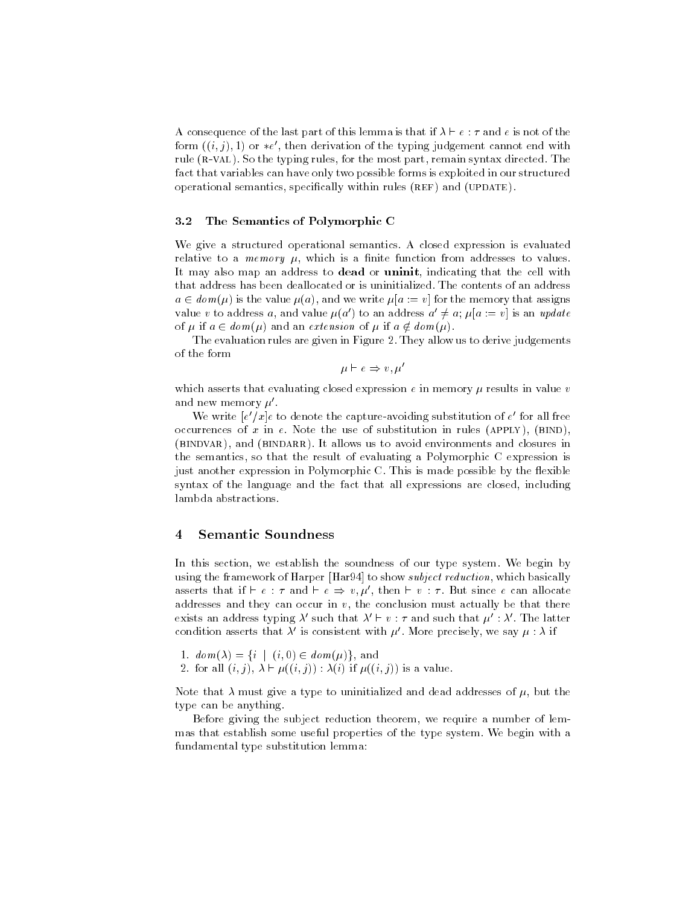A consequence of the last part of this lemma is that if $\lambda \vdash e : \tau$ and $e$ is not of the form $((i,j),1)$ or $*e'$, then derivation of the typing judgement cannot end with rule (R-VAL). So the typing rules, for the most part, remain syntax directed. The fact that variables can have only two possible forms is exploited in our structured operational semantics, specifically within rules (REF) and (UPDATE).

### 3.2 The Semantics of Polymorphic C

We give a structured operational semantics. A closed expression is evaluated relative to a *memory* $\mu$, which is a finite function from addresses to values. It may also map an address to **dead** or **uninit**, indicating that the cell with that address has been deallocated or is uninitialized. The contents of an address $a \in dom(\mu)$ is the value $\mu(a)$, and we write $\mu[a := v]$ for the memory that assigns value $v$ to address $a$, and value $\mu(a')$ to an address $a' \neq a$; $\mu[a := v]$ is an *update* of $\mu$ if $a \in dom(\mu)$ and an *extension* of $\mu$ if $a \notin dom(\mu)$.

The evaluation rules are given in Figure 2. They allow us to derive judgements of the form

$$\mu \vdash e \Rightarrow v, \mu'$$

which asserts that evaluating closed expression $e$ in memory $\mu$ results in value $v$ and new memory $\mu'$.

We write $[e'/x]e$ to denote the capture-avoiding substitution of $e'$ for all free occurrences of $x$ in $e$. Note the use of substitution in rules (APPLY), (BIND), (BINDVAR), and (BINDARR). It allows us to avoid environments and closures in the semantics, so that the result of evaluating a Polymorphic C expression is just another expression in Polymorphic C. This is made possible by the flexible syntax of the language and the fact that all expressions are closed, including lambda abstractions.

## 4 Semantic Soundness

In this section, we establish the soundness of our type system. We begin by using the framework of Harper [Har94] to show *subject reduction*, which basically asserts that if $\vdash e : \tau$ and $\vdash e \Rightarrow v, \mu'$, then $\vdash v : \tau$. But since $e$ can allocate addresses and they can occur in $v$, the conclusion must actually be that there exists an address typing $\lambda'$ such that $\lambda' \vdash v : \tau$ and such that $\mu' : \lambda'$. The latter condition asserts that $\lambda'$ is consistent with $\mu'$. More precisely, we say $\mu : \lambda$ if

1. $dom(\lambda) = \{i \mid (i,0) \in dom(\mu)\}$, and
2. for all $(i,j)$, $\lambda \vdash \mu((i,j)) : \lambda(i)$ if $\mu((i,j))$ is a value.

Note that $\lambda$ must give a type to uninitialized and dead addresses of $\mu$, but the type can be anything.

Before giving the subject reduction theorem, we require a number of lemmas that establish some useful properties of the type system. We begin with a fundamental type substitution lemma: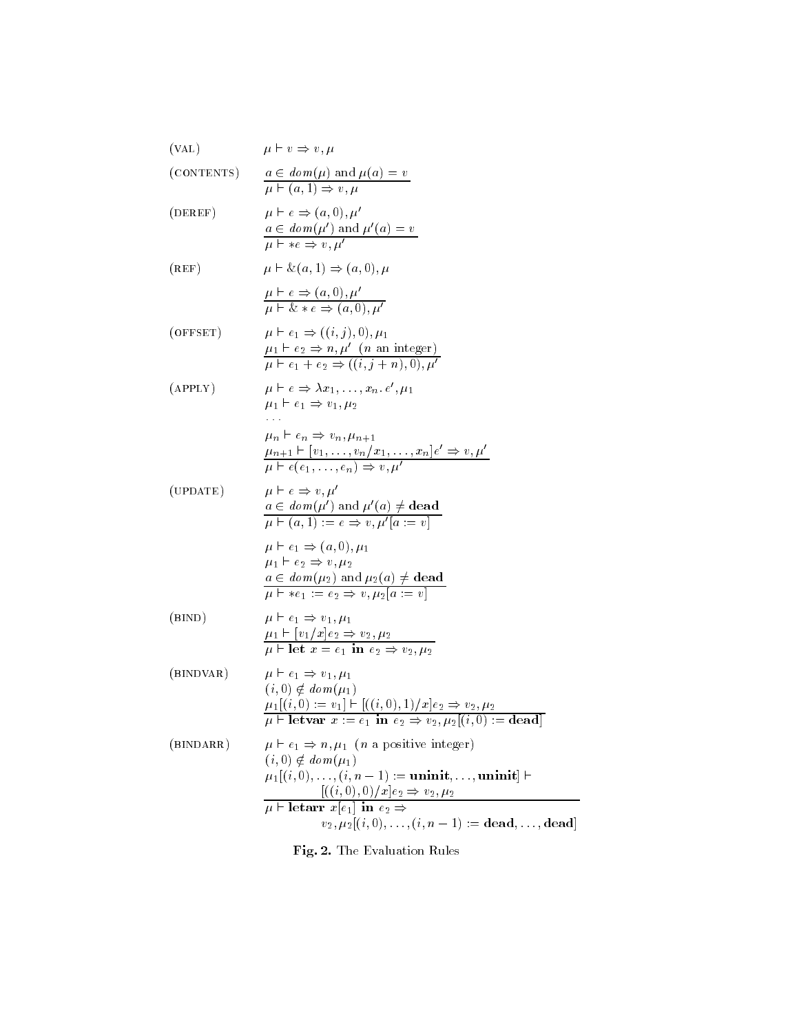(VAL) $\qquad \mu \vdash v \Rightarrow v, \mu$

(CONTENTS)

$$\frac{a \in \mathit{dom}(\mu) \text{ and } \mu(a) = v}{\mu \vdash (a, 1) \Rightarrow v, \mu}$$

(DEREF)

$$\frac{\begin{array}{l}\mu \vdash e \Rightarrow (a, 0), \mu' \\ a \in \mathit{dom}(\mu') \text{ and } \mu'(a) = v\end{array}}{\mu \vdash *e \Rightarrow v, \mu'}$$

(REF) $\qquad \mu \vdash \&(a, 1) \Rightarrow (a, 0), \mu$

$$\frac{\mu \vdash e \Rightarrow (a, 0), \mu'}{\mu \vdash \& * e \Rightarrow (a, 0), \mu'}$$

(OFFSET)

$$\frac{\begin{array}{l}\mu \vdash e_1 \Rightarrow ((i, j), 0), \mu_1 \\ \mu_1 \vdash e_2 \Rightarrow n, \mu' \;\; (n \text{ an integer})\end{array}}{\mu \vdash e_1 + e_2 \Rightarrow ((i, j + n), 0), \mu'}$$

(APPLY)

$$\frac{\begin{array}{l}\mu \vdash e \Rightarrow \lambda x_1, \ldots, x_n .\, e', \mu_1 \\ \mu_1 \vdash e_1 \Rightarrow v_1, \mu_2 \\ \cdots \\ \mu_n \vdash e_n \Rightarrow v_n, \mu_{n+1} \\ \mu_{n+1} \vdash [v_1, \ldots, v_n / x_1, \ldots, x_n] e' \Rightarrow v, \mu'\end{array}}{\mu \vdash e(e_1, \ldots, e_n) \Rightarrow v, \mu'}$$

(UPDATE)

$$\frac{\begin{array}{l}\mu \vdash e \Rightarrow v, \mu' \\ a \in \mathit{dom}(\mu') \text{ and } \mu'(a) \neq \textbf{dead}\end{array}}{\mu \vdash (a, 1) := e \Rightarrow v, \mu'[a := v]}$$

$$\frac{\begin{array}{l}\mu \vdash e_1 \Rightarrow (a, 0), \mu_1 \\ \mu_1 \vdash e_2 \Rightarrow v, \mu_2 \\ a \in \mathit{dom}(\mu_2) \text{ and } \mu_2(a) \neq \textbf{dead}\end{array}}{\mu \vdash *e_1 := e_2 \Rightarrow v, \mu_2[a := v]}$$

(BIND)

$$\frac{\begin{array}{l}\mu \vdash e_1 \Rightarrow v_1, \mu_1 \\ \mu_1 \vdash [v_1/x] e_2 \Rightarrow v_2, \mu_2\end{array}}{\mu \vdash \textbf{let } x = e_1 \textbf{ in } e_2 \Rightarrow v_2, \mu_2}$$

(BINDVAR)

$$\frac{\begin{array}{l}\mu \vdash e_1 \Rightarrow v_1, \mu_1 \\ (i, 0) \notin \mathit{dom}(\mu_1) \\ \mu_1[(i, 0) := v_1] \vdash [((i, 0), 1)/x] e_2 \Rightarrow v_2, \mu_2\end{array}}{\mu \vdash \textbf{letvar } x := e_1 \textbf{ in } e_2 \Rightarrow v_2, \mu_2[(i, 0) := \textbf{dead}]}$$

(BINDARR)

$$\frac{\begin{array}{l}\mu \vdash e_1 \Rightarrow n, \mu_1 \;\; (n \text{ a positive integer}) \\ (i, 0) \notin \mathit{dom}(\mu_1) \\ \mu_1[(i, 0), \ldots, (i, n-1) := \textbf{uninit}, \ldots, \textbf{uninit}] \vdash \\ \qquad [((i, 0), 0)/x] e_2 \Rightarrow v_2, \mu_2\end{array}}{\begin{array}{l}\mu \vdash \textbf{letarr } x[e_1] \textbf{ in } e_2 \Rightarrow \\ \qquad v_2, \mu_2[(i, 0), \ldots, (i, n-1) := \textbf{dead}, \ldots, \textbf{dead}]\end{array}}$$

**Fig. 2.** The Evaluation Rules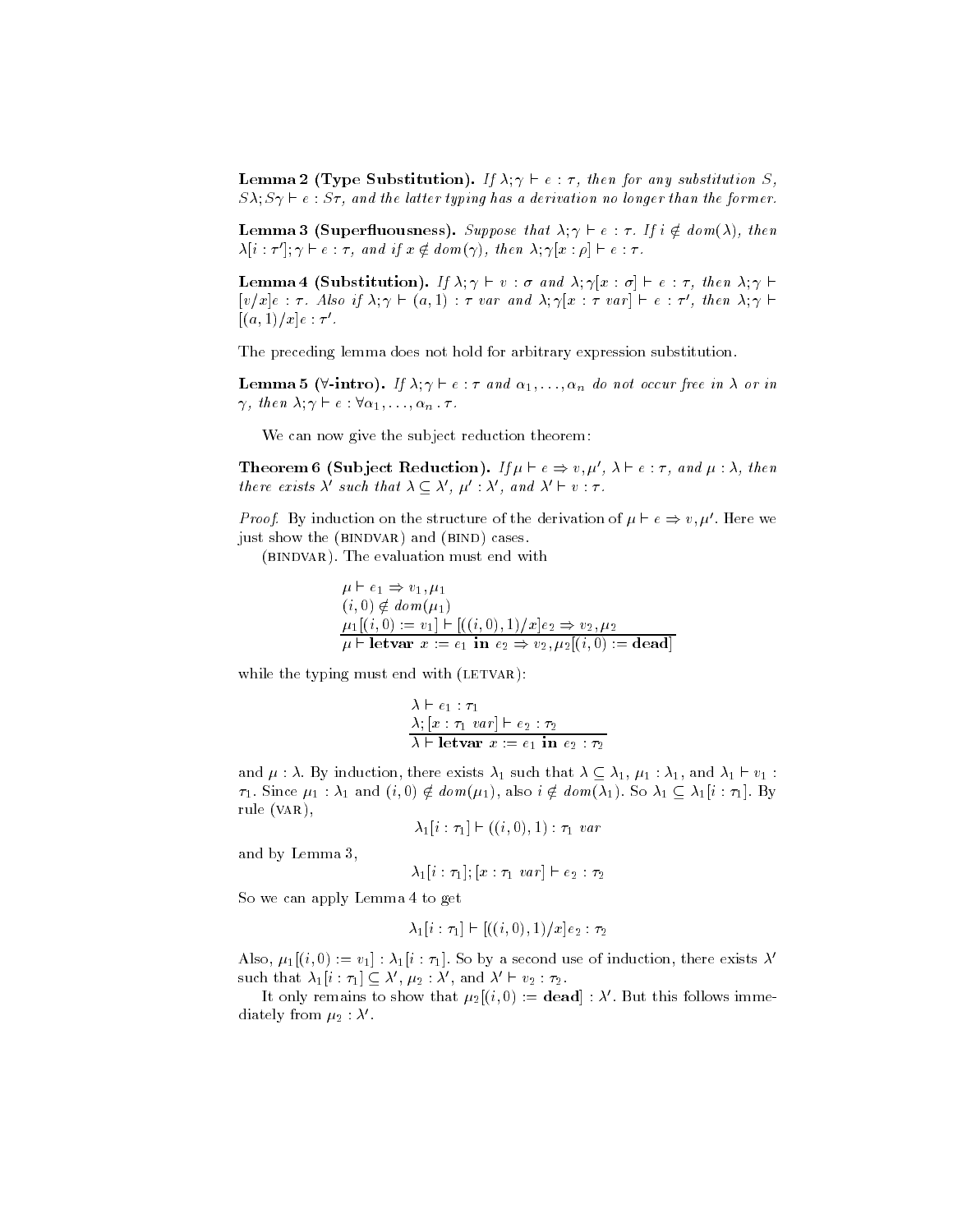**Lemma 2 (Type Substitution).** *If $\lambda; \gamma \vdash e : \tau$, then for any substitution $S$, $S\lambda; S\gamma \vdash e : S\tau$, and the latter typing has a derivation no longer than the former.*

**Lemma 3 (Superfluousness).** *Suppose that $\lambda; \gamma \vdash e : \tau$. If $i \notin dom(\lambda)$, then $\lambda[i : \tau']; \gamma \vdash e : \tau$, and if $x \notin dom(\gamma)$, then $\lambda; \gamma[x : \rho] \vdash e : \tau$.*

**Lemma 4 (Substitution).** *If $\lambda; \gamma \vdash v : \sigma$ and $\lambda; \gamma[x : \sigma] \vdash e : \tau$, then $\lambda; \gamma \vdash [v/x]e : \tau$. Also if $\lambda; \gamma \vdash (a, 1) : \tau\ var$ and $\lambda; \gamma[x : \tau\ var] \vdash e : \tau'$, then $\lambda; \gamma \vdash [(a, 1)/x]e : \tau'$.*

The preceding lemma does not hold for arbitrary expression substitution.

**Lemma 5 ($\forall$-intro).** *If $\lambda; \gamma \vdash e : \tau$ and $\alpha_1, \ldots, \alpha_n$ do not occur free in $\lambda$ or in $\gamma$, then $\lambda; \gamma \vdash e : \forall \alpha_1, \ldots, \alpha_n \,.\, \tau$.*

We can now give the subject reduction theorem:

**Theorem 6 (Subject Reduction).** *If $\mu \vdash e \Rightarrow v, \mu'$, $\lambda \vdash e : \tau$, and $\mu : \lambda$, then there exists $\lambda'$ such that $\lambda \subseteq \lambda'$, $\mu' : \lambda'$, and $\lambda' \vdash v : \tau$.*

*Proof.* By induction on the structure of the derivation of $\mu \vdash e \Rightarrow v, \mu'$. Here we just show the (BINDVAR) and (BIND) cases.

(BINDVAR). The evaluation must end with

$$\frac{\begin{array}{l}\mu \vdash e_1 \Rightarrow v_1, \mu_1 \\ (i, 0) \notin dom(\mu_1) \\ \mu_1[(i, 0) := v_1] \vdash [((i, 0), 1)/x]e_2 \Rightarrow v_2, \mu_2\end{array}}{\mu \vdash \textbf{letvar}\ x := e_1\ \textbf{in}\ e_2 \Rightarrow v_2, \mu_2[(i, 0) := \textbf{dead}]}$$

while the typing must end with (LETVAR):

$$\frac{\begin{array}{l}\lambda \vdash e_1 : \tau_1 \\ \lambda; [x : \tau_1\ var] \vdash e_2 : \tau_2\end{array}}{\lambda \vdash \textbf{letvar}\ x := e_1\ \textbf{in}\ e_2 : \tau_2}$$

and $\mu : \lambda$. By induction, there exists $\lambda_1$ such that $\lambda \subseteq \lambda_1$, $\mu_1 : \lambda_1$, and $\lambda_1 \vdash v_1 : \tau_1$. Since $\mu_1 : \lambda_1$ and $(i, 0) \notin dom(\mu_1)$, also $i \notin dom(\lambda_1)$. So $\lambda_1 \subseteq \lambda_1[i : \tau_1]$. By rule (VAR),

$$\lambda_1[i : \tau_1] \vdash ((i, 0), 1) : \tau_1\ var$$

and by Lemma 3,

$$\lambda_1[i : \tau_1]; [x : \tau_1\ var] \vdash e_2 : \tau_2$$

So we can apply Lemma 4 to get

$$\lambda_1[i : \tau_1] \vdash [((i, 0), 1)/x]e_2 : \tau_2$$

Also, $\mu_1[(i, 0) := v_1] : \lambda_1[i : \tau_1]$. So by a second use of induction, there exists $\lambda'$ such that $\lambda_1[i : \tau_1] \subseteq \lambda'$, $\mu_2 : \lambda'$, and $\lambda' \vdash v_2 : \tau_2$.

It only remains to show that $\mu_2[(i, 0) := \textbf{dead}] : \lambda'$. But this follows immediately from $\mu_2 : \lambda'$.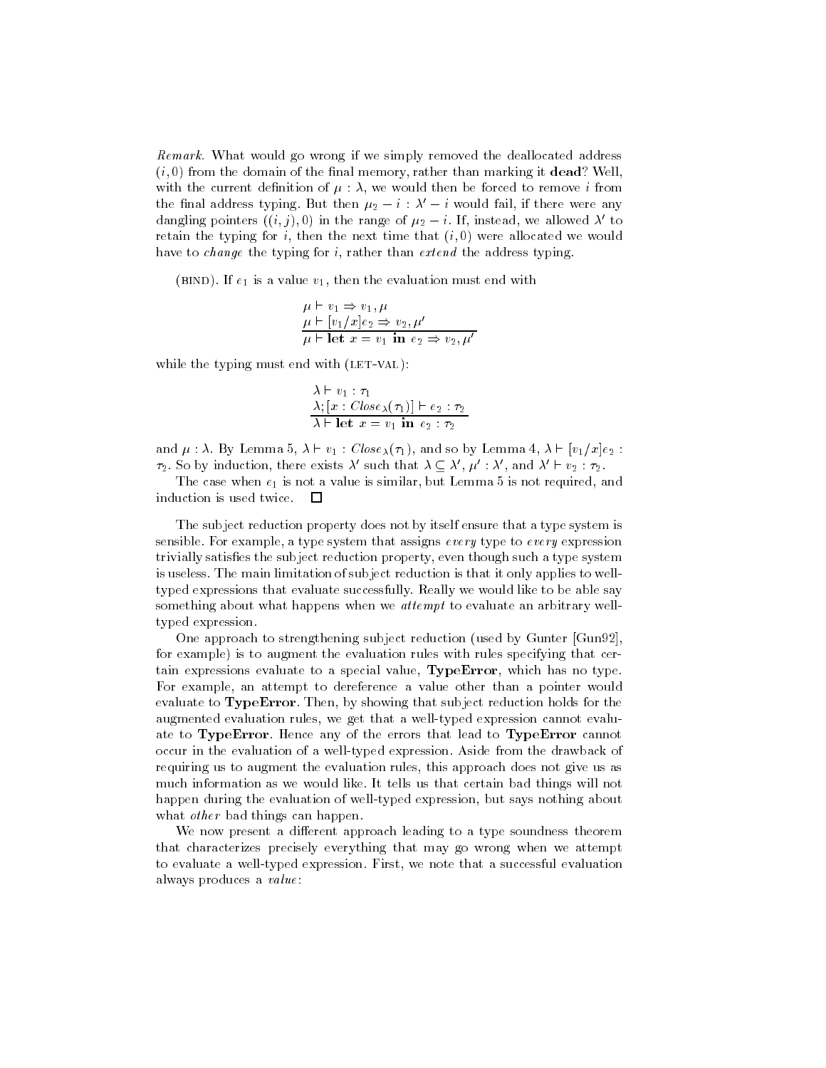*Remark.* What would go wrong if we simply removed the deallocated address $(i, 0)$ from the domain of the final memory, rather than marking it **dead**? Well, with the current definition of $\mu : \lambda$, we would then be forced to remove $i$ from the final address typing. But then $\mu_2 - i : \lambda' - i$ would fail, if there were any dangling pointers $((i, j), 0)$ in the range of $\mu_2 - i$. If, instead, we allowed $\lambda'$ to retain the typing for $i$, then the next time that $(i, 0)$ were allocated we would have to *change* the typing for $i$, rather than *extend* the address typing.

(BIND). If $e_1$ is a value $v_1$, then the evaluation must end with

$$\frac{\begin{array}{l}\mu \vdash v_1 \Rightarrow v_1, \mu \\ \mu \vdash [v_1/x]e_2 \Rightarrow v_2, \mu'\end{array}}{\mu \vdash \textbf{let } x = v_1 \textbf{ in } e_2 \Rightarrow v_2, \mu'}$$

while the typing must end with (LET-VAL):

$$\frac{\begin{array}{l}\lambda \vdash v_1 : \tau_1 \\ \lambda; [x : \mathit{Close}_\lambda(\tau_1)] \vdash e_2 : \tau_2\end{array}}{\lambda \vdash \textbf{let } x = v_1 \textbf{ in } e_2 : \tau_2}$$

and $\mu : \lambda$. By Lemma 5, $\lambda \vdash v_1 : \mathit{Close}_\lambda(\tau_1)$, and so by Lemma 4, $\lambda \vdash [v_1/x]e_2 : \tau_2$. So by induction, there exists $\lambda'$ such that $\lambda \subseteq \lambda'$, $\mu' : \lambda'$, and $\lambda' \vdash v_2 : \tau_2$.

The case when $e_1$ is not a value is similar, but Lemma 5 is not required, and induction is used twice. □

The subject reduction property does not by itself ensure that a type system is sensible. For example, a type system that assigns *every* type to *every* expression trivially satisfies the subject reduction property, even though such a type system is useless. The main limitation of subject reduction is that it only applies to well-typed expressions that evaluate successfully. Really we would like to be able say something about what happens when we *attempt* to evaluate an arbitrary well-typed expression.

One approach to strengthening subject reduction (used by Gunter [Gun92], for example) is to augment the evaluation rules with rules specifying that certain expressions evaluate to a special value, **TypeError**, which has no type. For example, an attempt to dereference a value other than a pointer would evaluate to **TypeError**. Then, by showing that subject reduction holds for the augmented evaluation rules, we get that a well-typed expression cannot evaluate to **TypeError**. Hence any of the errors that lead to **TypeError** cannot occur in the evaluation of a well-typed expression. Aside from the drawback of requiring us to augment the evaluation rules, this approach does not give us as much information as we would like. It tells us that certain bad things will not happen during the evaluation of well-typed expression, but says nothing about what *other* bad things can happen.

We now present a different approach leading to a type soundness theorem that characterizes precisely everything that may go wrong when we attempt to evaluate a well-typed expression. First, we note that a successful evaluation always produces a *value*: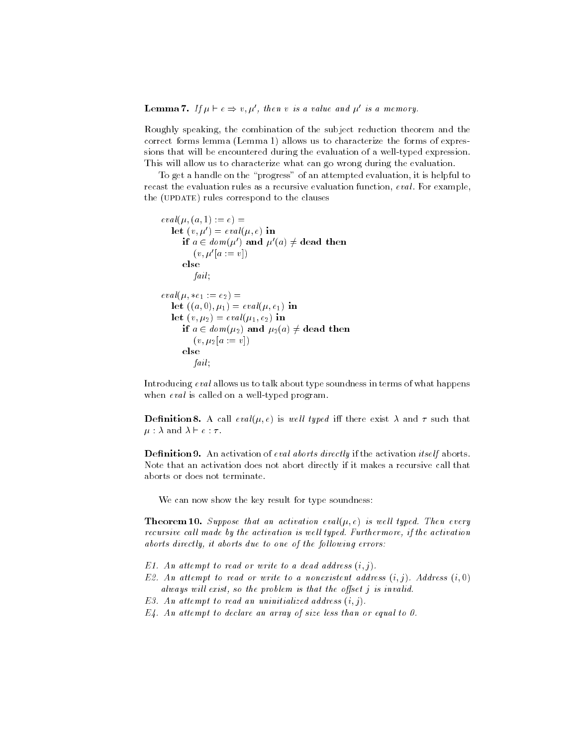**Lemma 7.** *If $\mu \vdash e \Rightarrow v, \mu'$, then $v$ is a value and $\mu'$ is a memory.*

Roughly speaking, the combination of the subject reduction theorem and the correct forms lemma (Lemma 1) allows us to characterize the forms of expressions that will be encountered during the evaluation of a well-typed expression. This will allow us to characterize what can go wrong during the evaluation.

To get a handle on the "progress" of an attempted evaluation, it is helpful to recast the evaluation rules as a recursive evaluation function, *eval*. For example, the (UPDATE) rules correspond to the clauses

```
eval(μ, (a, 1) := e) =
   let (v, μ') = eval(μ, e) in
      if a ∈ dom(μ') and μ'(a) ≠ dead then
         (v, μ'[a := v])
      else
         fail;

eval(μ, *e1 := e2) =
   let ((a, 0), μ1) = eval(μ, e1) in
   let (v, μ2) = eval(μ1, e2) in
      if a ∈ dom(μ2) and μ2(a) ≠ dead then
         (v, μ2[a := v])
      else
         fail;
```

Introducing *eval* allows us to talk about type soundness in terms of what happens when *eval* is called on a well-typed program.

**Definition 8.** A call $eval(\mu, e)$ is *well typed* iff there exist $\lambda$ and $\tau$ such that $\mu : \lambda$ and $\lambda \vdash e : \tau$.

**Definition 9.** An activation of *eval aborts directly* if the activation *itself* aborts. Note that an activation does not abort directly if it makes a recursive call that aborts or does not terminate.

We can now show the key result for type soundness:

**Theorem 10.** *Suppose that an activation $eval(\mu, e)$ is well typed. Then every recursive call made by the activation is well typed. Furthermore, if the activation aborts directly, it aborts due to one of the following errors:*

*E1. An attempt to read or write to a dead address $(i, j)$.*
*E2. An attempt to read or write to a nonexistent address $(i, j)$. Address $(i, 0)$ always will exist, so the problem is that the offset $j$ is invalid.*
*E3. An attempt to read an uninitialized address $(i, j)$.*
*E4. An attempt to declare an array of size less than or equal to 0.*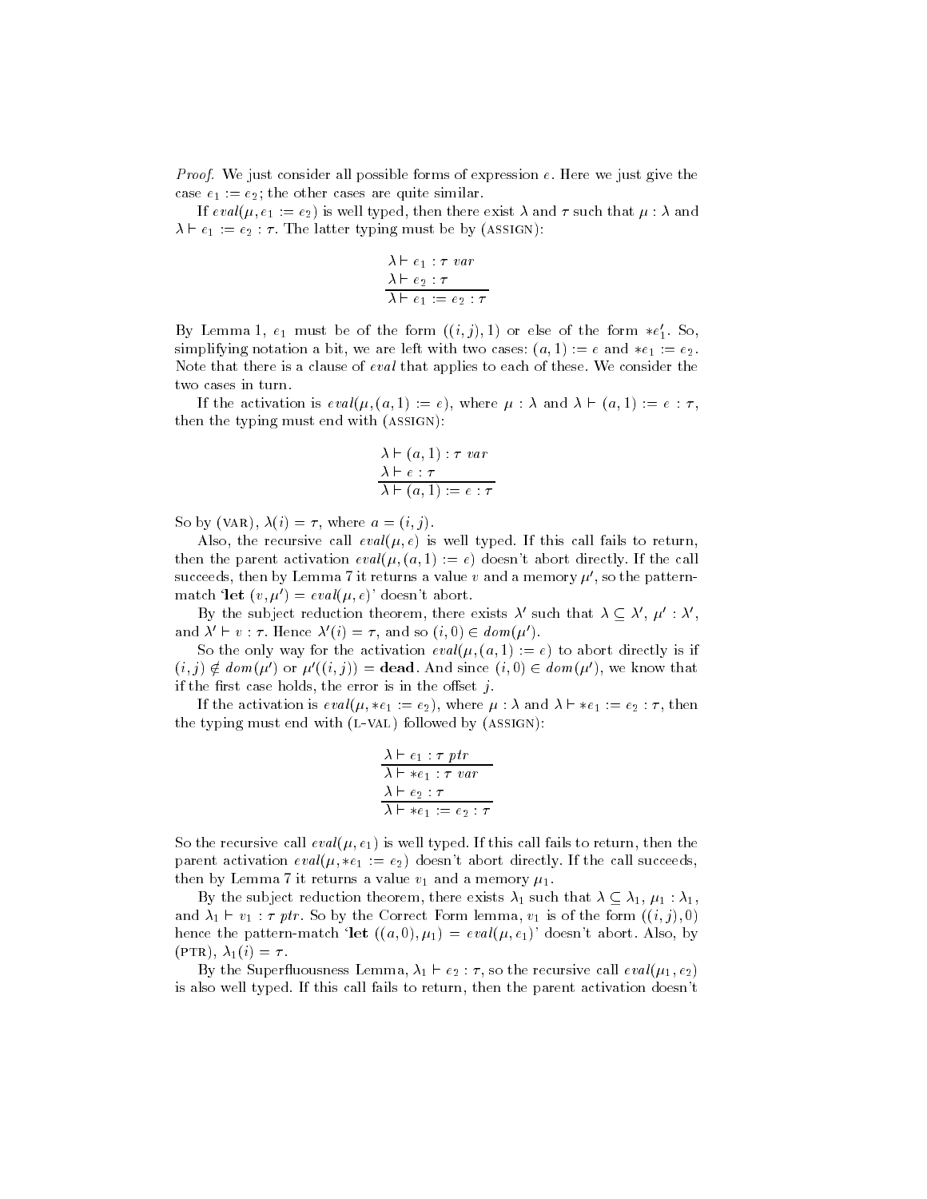*Proof.* We just consider all possible forms of expression $e$. Here we just give the case $e_1 := e_2$; the other cases are quite similar.

If $eval(\mu, e_1 := e_2)$ is well typed, then there exist $\lambda$ and $\tau$ such that $\mu : \lambda$ and $\lambda \vdash e_1 := e_2 : \tau$. The latter typing must be by (ASSIGN):

$$\frac{\begin{array}{l}\lambda \vdash e_1 : \tau\ var \\ \lambda \vdash e_2 : \tau\end{array}}{\lambda \vdash e_1 := e_2 : \tau}$$

By Lemma 1, $e_1$ must be of the form $((i,j),1)$ or else of the form $*e_1'$. So, simplifying notation a bit, we are left with two cases: $(a,1) := e$ and $*e_1 := e_2$. Note that there is a clause of $eval$ that applies to each of these. We consider the two cases in turn.

If the activation is $eval(\mu, (a,1) := e)$, where $\mu : \lambda$ and $\lambda \vdash (a,1) := e : \tau$, then the typing must end with (ASSIGN):

$$\frac{\begin{array}{l}\lambda \vdash (a,1) : \tau\ var \\ \lambda \vdash e : \tau\end{array}}{\lambda \vdash (a,1) := e : \tau}$$

So by (VAR), $\lambda(i) = \tau$, where $a = (i,j)$.

Also, the recursive call $eval(\mu, e)$ is well typed. If this call fails to return, then the parent activation $eval(\mu, (a,1) := e)$ doesn't abort directly. If the call succeeds, then by Lemma 7 it returns a value $v$ and a memory $\mu'$, so the pattern-match '**let** $(v, \mu') = eval(\mu, e)$' doesn't abort.

By the subject reduction theorem, there exists $\lambda'$ such that $\lambda \subseteq \lambda'$, $\mu' : \lambda'$, and $\lambda' \vdash v : \tau$. Hence $\lambda'(i) = \tau$, and so $(i,0) \in dom(\mu')$.

So the only way for the activation $eval(\mu, (a,1) := e)$ to abort directly is if $(i,j) \notin dom(\mu')$ or $\mu'((i,j)) = \mathbf{dead}$. And since $(i,0) \in dom(\mu')$, we know that if the first case holds, the error is in the offset $j$.

If the activation is $eval(\mu, *e_1 := e_2)$, where $\mu : \lambda$ and $\lambda \vdash *e_1 := e_2 : \tau$, then the typing must end with (L-VAL) followed by (ASSIGN):

$$\frac{\begin{array}{l}\dfrac{\lambda \vdash e_1 : \tau\ ptr}{\lambda \vdash *e_1 : \tau\ var} \\ \lambda \vdash e_2 : \tau\end{array}}{\lambda \vdash *e_1 := e_2 : \tau}$$

So the recursive call $eval(\mu, e_1)$ is well typed. If this call fails to return, then the parent activation $eval(\mu, *e_1 := e_2)$ doesn't abort directly. If the call succeeds, then by Lemma 7 it returns a value $v_1$ and a memory $\mu_1$.

By the subject reduction theorem, there exists $\lambda_1$ such that $\lambda \subseteq \lambda_1$, $\mu_1 : \lambda_1$, and $\lambda_1 \vdash v_1 : \tau\ ptr$. So by the Correct Form lemma, $v_1$ is of the form $((i,j),0)$ hence the pattern-match '**let** $((a,0), \mu_1) = eval(\mu, e_1)$' doesn't abort. Also, by (PTR), $\lambda_1(i) = \tau$.

By the Superfluousness Lemma, $\lambda_1 \vdash e_2 : \tau$, so the recursive call $eval(\mu_1, e_2)$ is also well typed. If this call fails to return, then the parent activation doesn't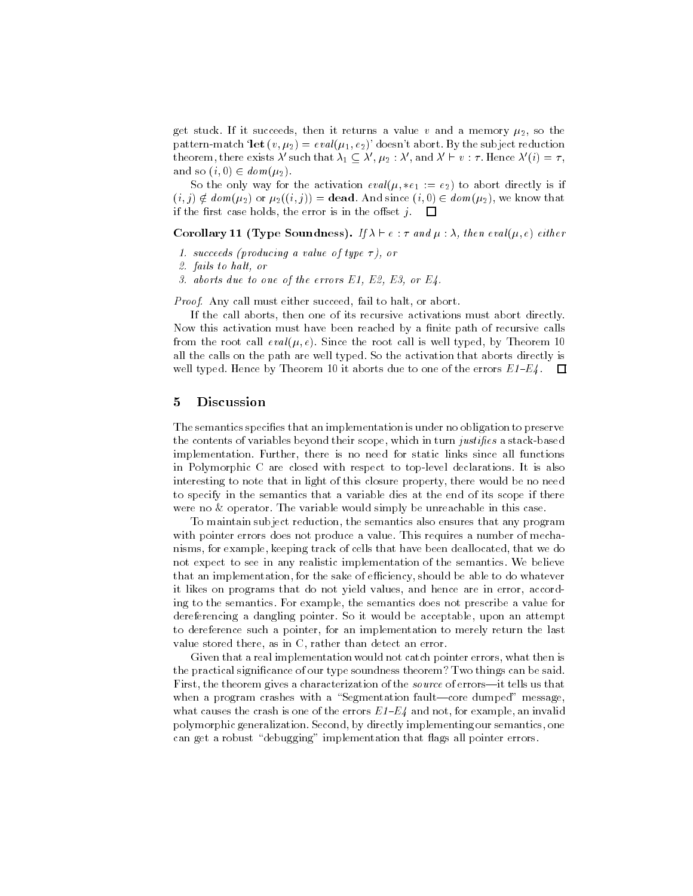get stuck. If it succeeds, then it returns a value $v$ and a memory $\mu_2$, so the pattern-match '**let** $(v, \mu_2) = eval(\mu_1, e_2)$' doesn't abort. By the subject reduction theorem, there exists $\lambda'$ such that $\lambda_1 \subseteq \lambda'$, $\mu_2 : \lambda'$, and $\lambda' \vdash v : \tau$. Hence $\lambda'(i) = \tau$, and so $(i, 0) \in dom(\mu_2)$.

So the only way for the activation $eval(\mu, *e_1 := e_2)$ to abort directly is if $(i, j) \notin dom(\mu_2)$ or $\mu_2((i, j)) = \mathbf{dead}$. And since $(i, 0) \in dom(\mu_2)$, we know that if the first case holds, the error is in the offset $j$. $\square$

**Corollary 11 (Type Soundness).** *If $\lambda \vdash e : \tau$ and $\mu : \lambda$, then $eval(\mu, e)$ either*

1. *succeeds (producing a value of type $\tau$), or*
2. *fails to halt, or*
3. *aborts due to one of the errors E1, E2, E3, or E4.*

*Proof.* Any call must either succeed, fail to halt, or abort.

If the call aborts, then one of its recursive activations must abort directly. Now this activation must have been reached by a finite path of recursive calls from the root call $eval(\mu, e)$. Since the root call is well typed, by Theorem 10 all the calls on the path are well typed. So the activation that aborts directly is well typed. Hence by Theorem 10 it aborts due to one of the errors *E1–E4*. $\square$

## 5 Discussion

The semantics specifies that an implementation is under no obligation to preserve the contents of variables beyond their scope, which in turn *justifies* a stack-based implementation. Further, there is no need for static links since all functions in Polymorphic C are closed with respect to top-level declarations. It is also interesting to note that in light of this closure property, there would be no need to specify in the semantics that a variable dies at the end of its scope if there were no & operator. The variable would simply be unreachable in this case.

To maintain subject reduction, the semantics also ensures that any program with pointer errors does not produce a value. This requires a number of mechanisms, for example, keeping track of cells that have been deallocated, that we do not expect to see in any realistic implementation of the semantics. We believe that an implementation, for the sake of efficiency, should be able to do whatever it likes on programs that do not yield values, and hence are in error, according to the semantics. For example, the semantics does not prescribe a value for dereferencing a dangling pointer. So it would be acceptable, upon an attempt to dereference such a pointer, for an implementation to merely return the last value stored there, as in C, rather than detect an error.

Given that a real implementation would not catch pointer errors, what then is the practical significance of our type soundness theorem? Two things can be said. First, the theorem gives a characterization of the *source* of errors—it tells us that when a program crashes with a "Segmentation fault—core dumped" message, what causes the crash is one of the errors *E1–E4* and not, for example, an invalid polymorphic generalization. Second, by directly implementing our semantics, one can get a robust "debugging" implementation that flags all pointer errors.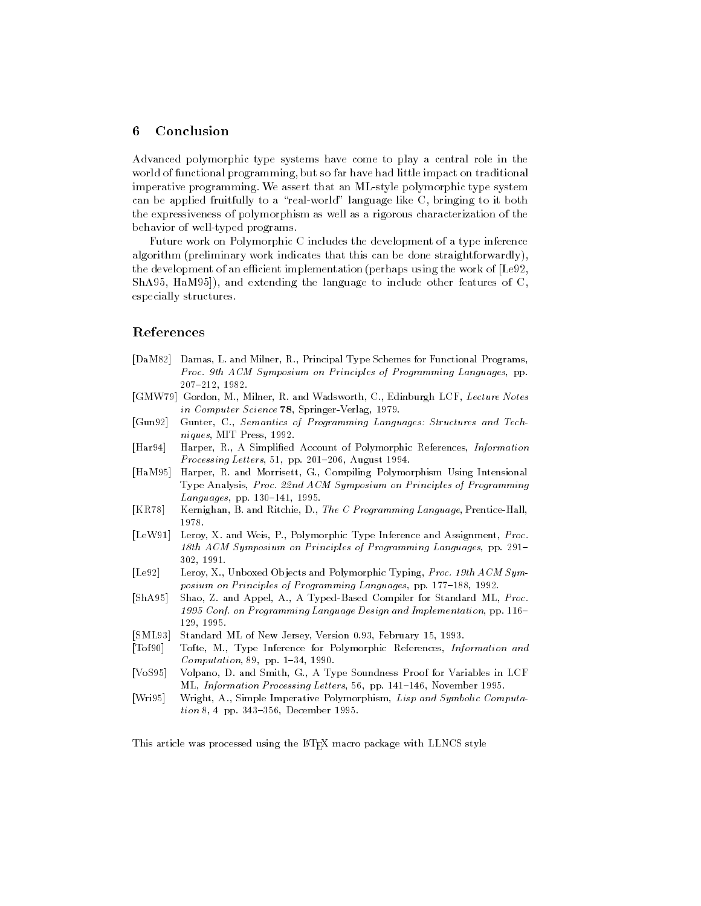## 6 Conclusion

Advanced polymorphic type systems have come to play a central role in the world of functional programming, but so far have had little impact on traditional imperative programming. We assert that an ML-style polymorphic type system can be applied fruitfully to a "real-world" language like C, bringing to it both the expressiveness of polymorphism as well as a rigorous characterization of the behavior of well-typed programs.

Future work on Polymorphic C includes the development of a type inference algorithm (preliminary work indicates that this can be done straightforwardly), the development of an efficient implementation (perhaps using the work of [Le92, ShA95, HaM95]), and extending the language to include other features of C, especially structures.

## References

- [DaM82] Damas, L. and Milner, R., Principal Type Schemes for Functional Programs, *Proc. 9th ACM Symposium on Principles of Programming Languages*, pp. 207–212, 1982.
- [GMW79] Gordon, M., Milner, R. and Wadsworth, C., Edinburgh LCF, *Lecture Notes in Computer Science* **78**, Springer-Verlag, 1979.
- [Gun92] Gunter, C., *Semantics of Programming Languages: Structures and Techniques*, MIT Press, 1992.
- [Har94] Harper, R., A Simplified Account of Polymorphic References, *Information Processing Letters*, 51, pp. 201–206, August 1994.
- [HaM95] Harper, R. and Morrisett, G., Compiling Polymorphism Using Intensional Type Analysis, *Proc. 22nd ACM Symposium on Principles of Programming Languages*, pp. 130–141, 1995.
- [KR78] Kernighan, B. and Ritchie, D., *The C Programming Language*, Prentice-Hall, 1978.
- [LeW91] Leroy, X. and Weis, P., Polymorphic Type Inference and Assignment, *Proc. 18th ACM Symposium on Principles of Programming Languages*, pp. 291–302, 1991.
- [Le92] Leroy, X., Unboxed Objects and Polymorphic Typing, *Proc. 19th ACM Symposium on Principles of Programming Languages*, pp. 177–188, 1992.
- [ShA95] Shao, Z. and Appel, A., A Typed-Based Compiler for Standard ML, *Proc. 1995 Conf. on Programming Language Design and Implementation*, pp. 116–129, 1995.
- [SML93] Standard ML of New Jersey, Version 0.93, February 15, 1993.
- [Tof90] Tofte, M., Type Inference for Polymorphic References, *Information and Computation*, 89, pp. 1–34, 1990.
- [VoS95] Volpano, D. and Smith, G., A Type Soundness Proof for Variables in LCF ML, *Information Processing Letters*, 56, pp. 141–146, November 1995.
- [Wri95] Wright, A., Simple Imperative Polymorphism, *Lisp and Symbolic Computation* 8, 4 pp. 343–356, December 1995.

This article was processed using the LaTeX macro package with LLNCS style